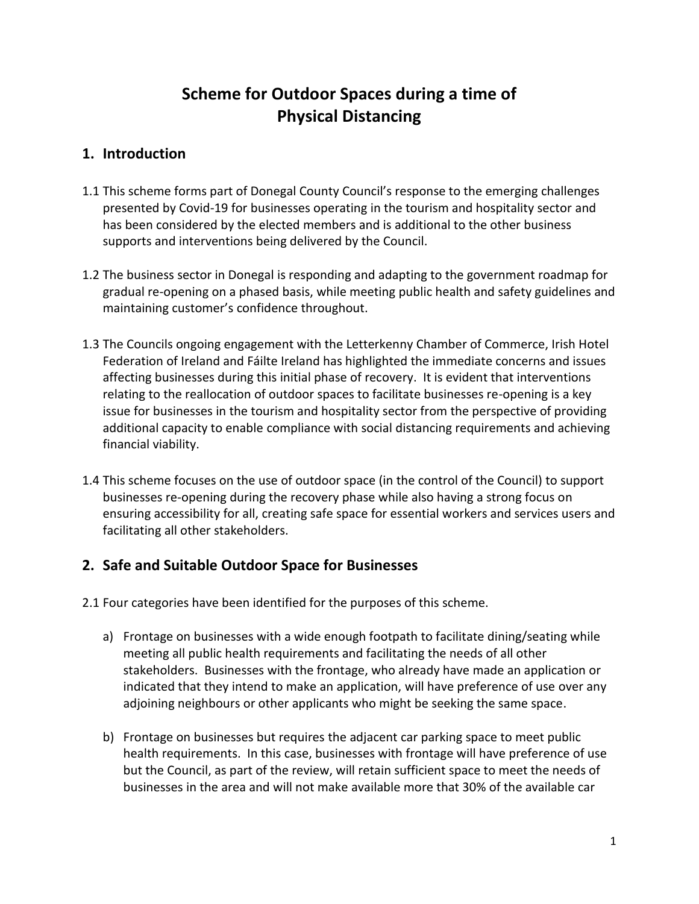# Scheme for Outdoor Spaces during a time of Physical Distancing

## 1. Introduction

1.1 This scheme forms part of Donegal County Council's response to the emerging challenges presented by Covid-19 for businesses operating in the tourism and hospitality sector and has been considered by the elected members and is additional to the other business supports and interventions being delivered by the Council.

1.2 The business sector in Donegal is responding and adapting to the government roadmap for gradual re-opening on a phased basis, while meeting public health and safety guidelines and maintaining customer's confidence throughout.

1.3 The Councils ongoing engagement with the Letterkenny Chamber of Commerce, Irish Hotel Federation of Ireland and Fáilte Ireland has highlighted the immediate concerns and issues affecting businesses during this initial phase of recovery. It is evident that interventions relating to the reallocation of outdoor spaces to facilitate businesses re-opening is a key issue for businesses in the tourism and hospitality sector from the perspective of providing additional capacity to enable compliance with social distancing requirements and achieving financial viability.

1.4 This scheme focuses on the use of outdoor space (in the control of the Council) to support businesses re-opening during the recovery phase while also having a strong focus on ensuring accessibility for all, creating safe space for essential workers and services users and facilitating all other stakeholders.

## 2. Safe and Suitable Outdoor Space for Businesses

2.1 Four categories have been identified for the purposes of this scheme.

a) Frontage on businesses with a wide enough footpath to facilitate dining/seating while meeting all public health requirements and facilitating the needs of all other stakeholders. Businesses with the frontage, who already have made an application or indicated that they intend to make an application, will have preference of use over any adjoining neighbours or other applicants who might be seeking the same space.

b) Frontage on businesses but requires the adjacent car parking space to meet public health requirements. In this case, businesses with frontage will have preference of use but the Council, as part of the review, will retain sufficient space to meet the needs of businesses in the area and will not make available more that 30% of the available car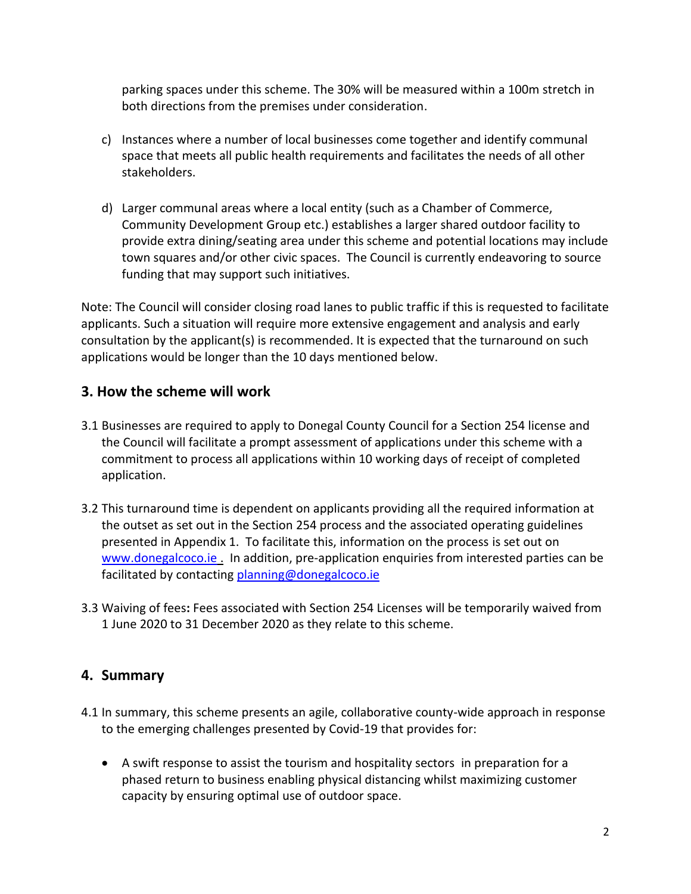parking spaces under this scheme. The 30% will be measured within a 100m stretch in both directions from the premises under consideration.

c) Instances where a number of local businesses come together and identify communal space that meets all public health requirements and facilitates the needs of all other stakeholders.

d) Larger communal areas where a local entity (such as a Chamber of Commerce, Community Development Group etc.) establishes a larger shared outdoor facility to provide extra dining/seating area under this scheme and potential locations may include town squares and/or other civic spaces. The Council is currently endeavoring to source funding that may support such initiatives.

Note: The Council will consider closing road lanes to public traffic if this is requested to facilitate applicants. Such a situation will require more extensive engagement and analysis and early consultation by the applicant(s) is recommended. It is expected that the turnaround on such applications would be longer than the 10 days mentioned below.

## 3. How the scheme will work

3.1 Businesses are required to apply to Donegal County Council for a Section 254 license and the Council will facilitate a prompt assessment of applications under this scheme with a commitment to process all applications within 10 working days of receipt of completed application.

3.2 This turnaround time is dependent on applicants providing all the required information at the outset as set out in the Section 254 process and the associated operating guidelines presented in Appendix 1. To facilitate this, information on the process is set out on www.donegalcoco.ie . In addition, pre-application enquiries from interested parties can be facilitated by contacting planning@donegalcoco.ie

3.3 Waiving of fees**:** Fees associated with Section 254 Licenses will be temporarily waived from 1 June 2020 to 31 December 2020 as they relate to this scheme.

## 4. Summary

4.1 In summary, this scheme presents an agile, collaborative county-wide approach in response to the emerging challenges presented by Covid-19 that provides for:

- A swift response to assist the tourism and hospitality sectors in preparation for a phased return to business enabling physical distancing whilst maximizing customer capacity by ensuring optimal use of outdoor space.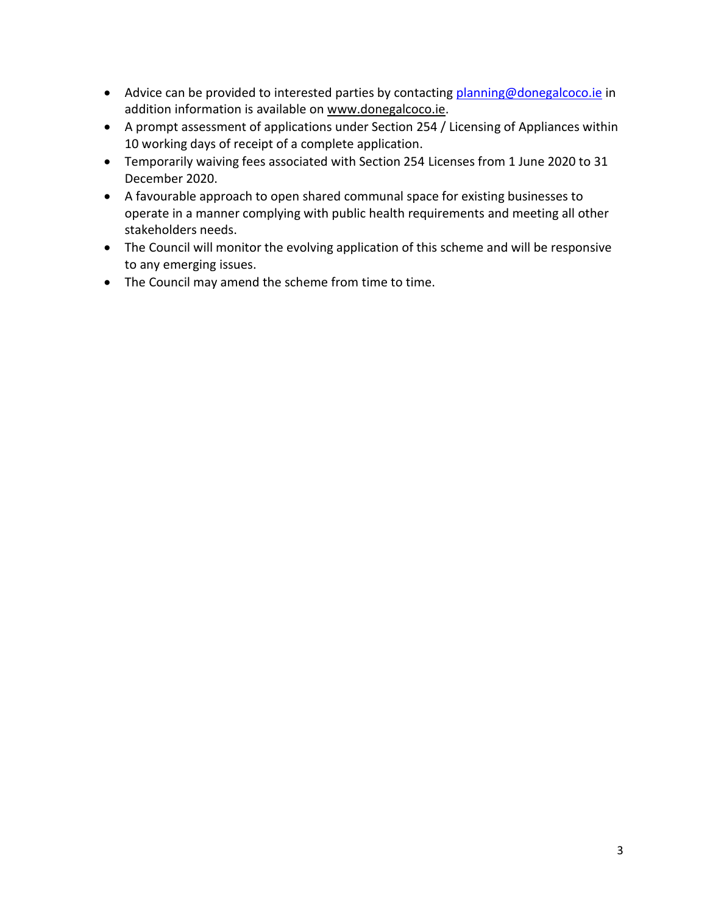- Advice can be provided to interested parties by contacting planning@donegalcoco.ie in addition information is available on www.donegalcoco.ie.
- A prompt assessment of applications under Section 254 / Licensing of Appliances within 10 working days of receipt of a complete application.
- Temporarily waiving fees associated with Section 254 Licenses from 1 June 2020 to 31 December 2020.
- A favourable approach to open shared communal space for existing businesses to operate in a manner complying with public health requirements and meeting all other stakeholders needs.
- The Council will monitor the evolving application of this scheme and will be responsive to any emerging issues.
- The Council may amend the scheme from time to time.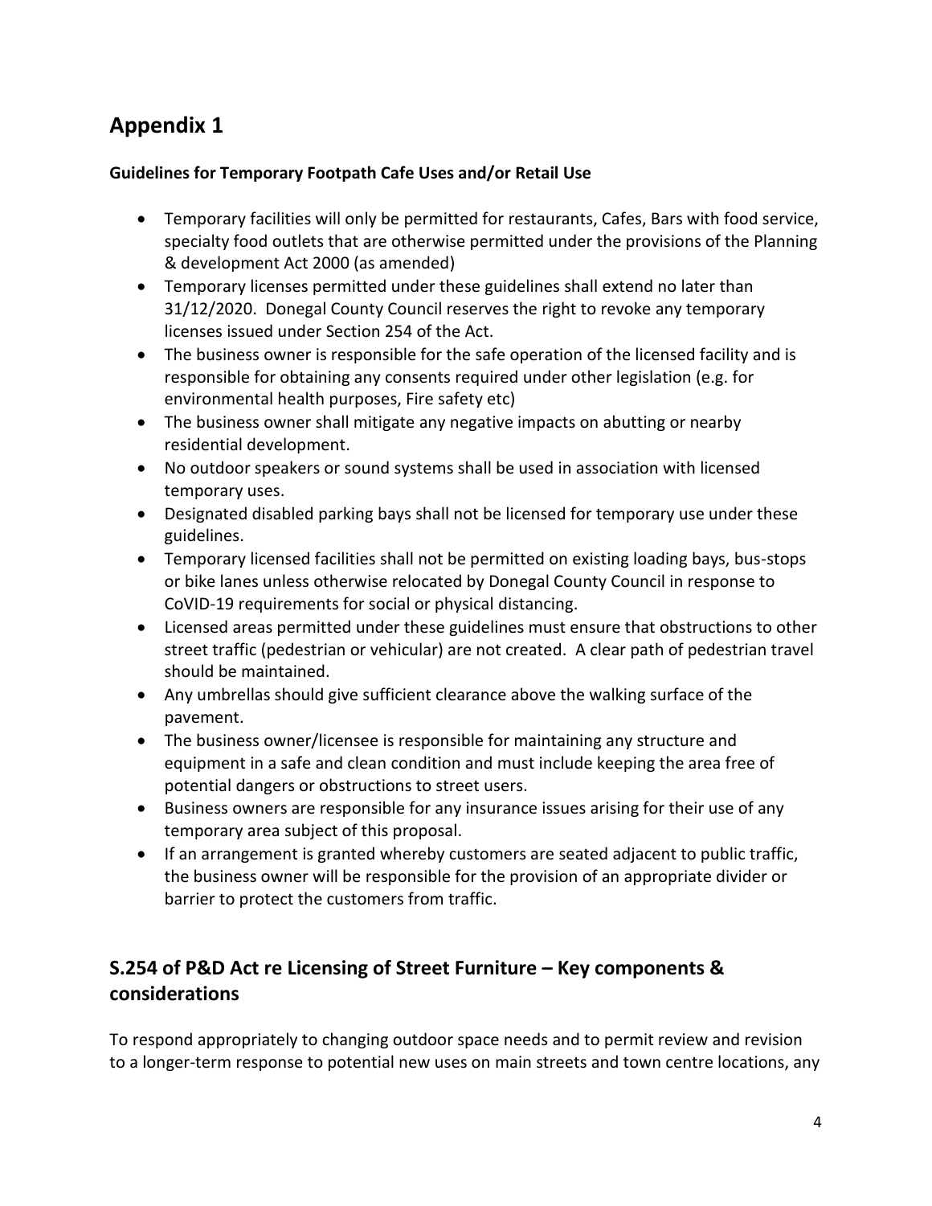# Appendix 1

**Guidelines for Temporary Footpath Cafe Uses and/or Retail Use**

- Temporary facilities will only be permitted for restaurants, Cafes, Bars with food service, specialty food outlets that are otherwise permitted under the provisions of the Planning & development Act 2000 (as amended)
- Temporary licenses permitted under these guidelines shall extend no later than 31/12/2020. Donegal County Council reserves the right to revoke any temporary licenses issued under Section 254 of the Act.
- The business owner is responsible for the safe operation of the licensed facility and is responsible for obtaining any consents required under other legislation (e.g. for environmental health purposes, Fire safety etc)
- The business owner shall mitigate any negative impacts on abutting or nearby residential development.
- No outdoor speakers or sound systems shall be used in association with licensed temporary uses.
- Designated disabled parking bays shall not be licensed for temporary use under these guidelines.
- Temporary licensed facilities shall not be permitted on existing loading bays, bus-stops or bike lanes unless otherwise relocated by Donegal County Council in response to CoVID-19 requirements for social or physical distancing.
- Licensed areas permitted under these guidelines must ensure that obstructions to other street traffic (pedestrian or vehicular) are not created. A clear path of pedestrian travel should be maintained.
- Any umbrellas should give sufficient clearance above the walking surface of the pavement.
- The business owner/licensee is responsible for maintaining any structure and equipment in a safe and clean condition and must include keeping the area free of potential dangers or obstructions to street users.
- Business owners are responsible for any insurance issues arising for their use of any temporary area subject of this proposal.
- If an arrangement is granted whereby customers are seated adjacent to public traffic, the business owner will be responsible for the provision of an appropriate divider or barrier to protect the customers from traffic.

## S.254 of P&D Act re Licensing of Street Furniture – Key components & considerations

To respond appropriately to changing outdoor space needs and to permit review and revision to a longer-term response to potential new uses on main streets and town centre locations, any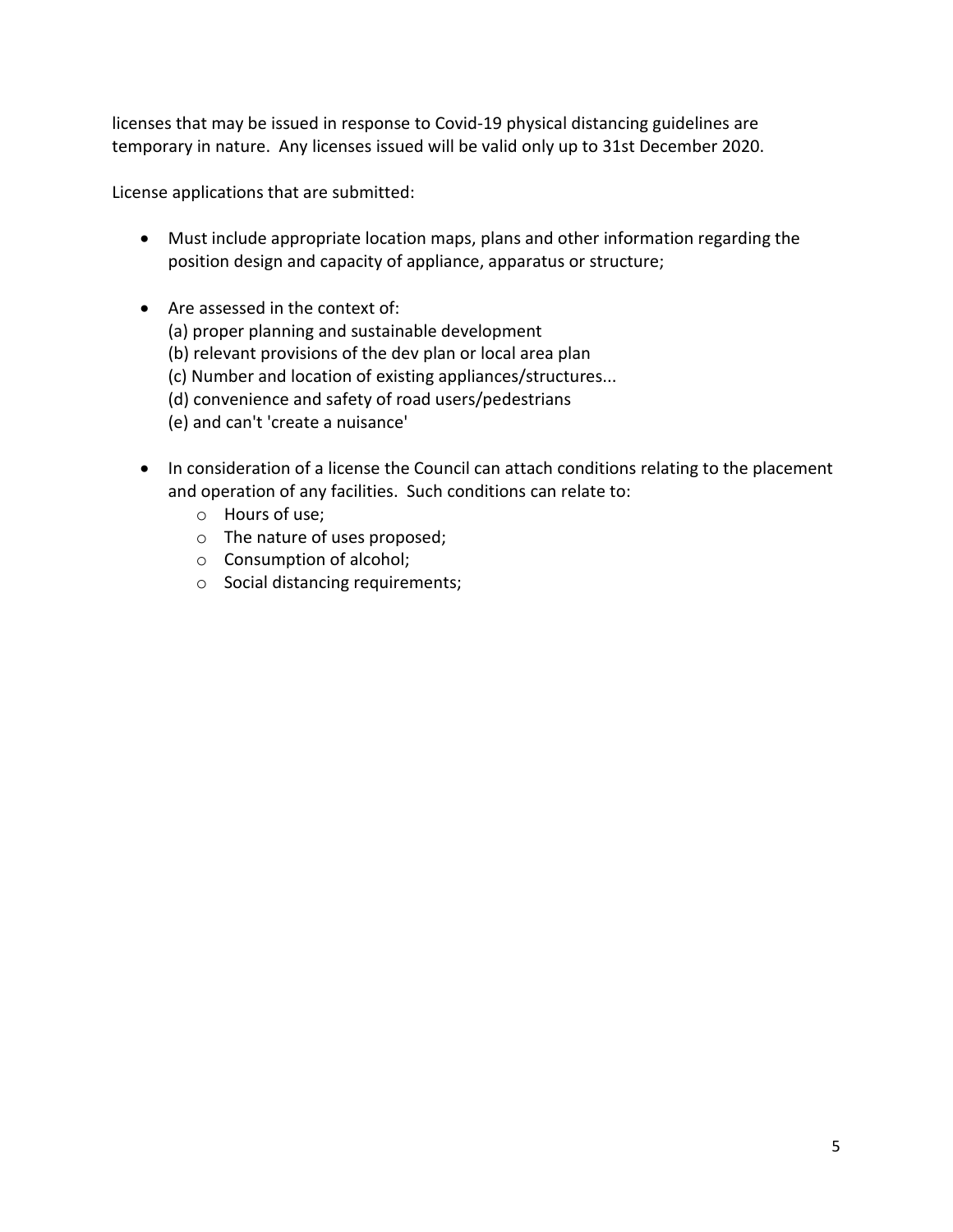licenses that may be issued in response to Covid-19 physical distancing guidelines are temporary in nature. Any licenses issued will be valid only up to 31st December 2020.

License applications that are submitted:

- Must include appropriate location maps, plans and other information regarding the position design and capacity of appliance, apparatus or structure;

- Are assessed in the context of:
  (a) proper planning and sustainable development
  (b) relevant provisions of the dev plan or local area plan
  (c) Number and location of existing appliances/structures...
  (d) convenience and safety of road users/pedestrians
  (e) and can't 'create a nuisance'

- In consideration of a license the Council can attach conditions relating to the placement and operation of any facilities. Such conditions can relate to:
  - Hours of use;
  - The nature of uses proposed;
  - Consumption of alcohol;
  - Social distancing requirements;